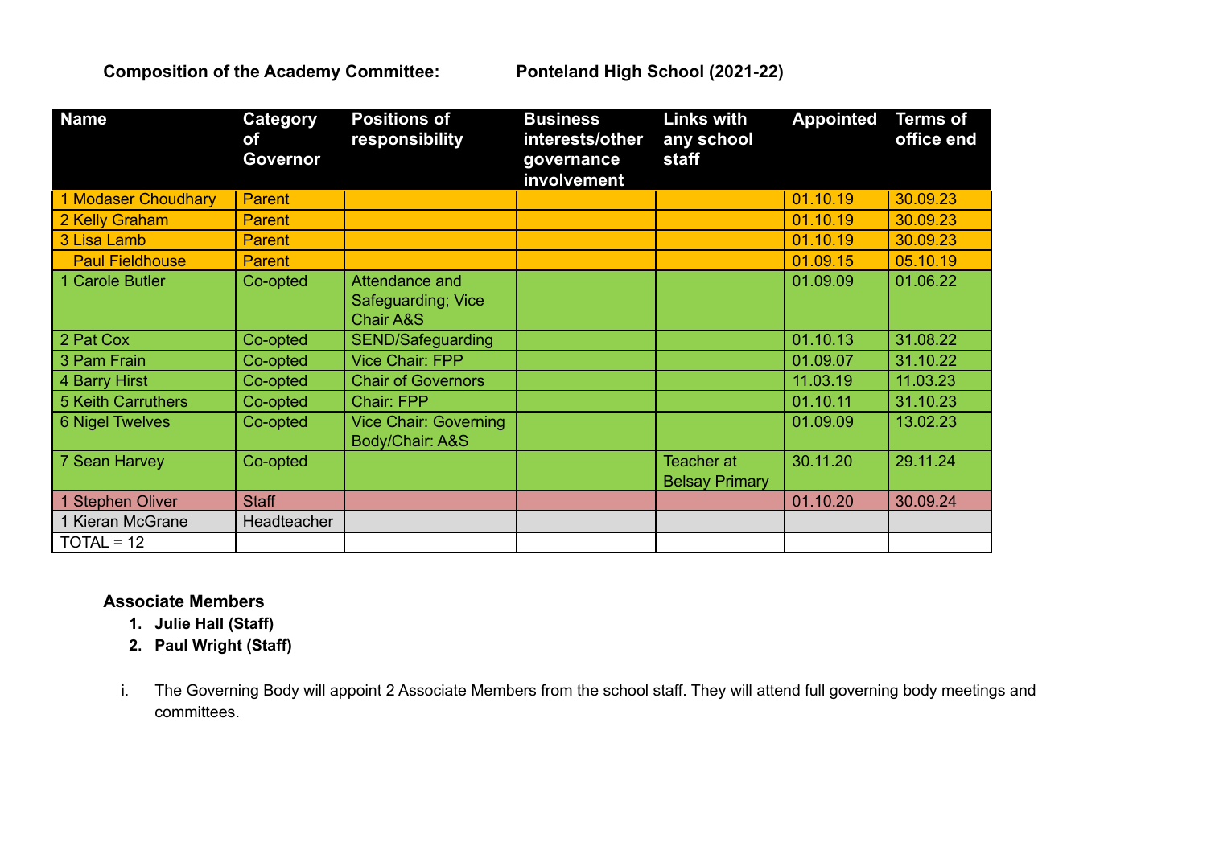**Composition of the Academy Committee: Ponteland High School (2021-22)**

| Name | Category of Governor | Positions of responsibility | Business interests/other governance involvement | Links with any school staff | Appointed | Terms of office end |
|---|---|---|---|---|---|---|
| 1 Modaser Choudhary | Parent | | | | 01.10.19 | 30.09.23 |
| 2 Kelly Graham | Parent | | | | 01.10.19 | 30.09.23 |
| 3 Lisa Lamb | Parent | | | | 01.10.19 | 30.09.23 |
| Paul Fieldhouse | Parent | | | | 01.09.15 | 05.10.19 |
| 1 Carole Butler | Co-opted | Attendance and Safeguarding; Vice Chair A&S | | | 01.09.09 | 01.06.22 |
| 2 Pat Cox | Co-opted | SEND/Safeguarding | | | 01.10.13 | 31.08.22 |
| 3 Pam Frain | Co-opted | Vice Chair: FPP | | | 01.09.07 | 31.10.22 |
| 4 Barry Hirst | Co-opted | Chair of Governors | | | 11.03.19 | 11.03.23 |
| 5 Keith Carruthers | Co-opted | Chair: FPP | | | 01.10.11 | 31.10.23 |
| 6 Nigel Twelves | Co-opted | Vice Chair: Governing Body/Chair: A&S | | | 01.09.09 | 13.02.23 |
| 7 Sean Harvey | Co-opted | | | Teacher at Belsay Primary | 30.11.20 | 29.11.24 |
| 1 Stephen Oliver | Staff | | | | 01.10.20 | 30.09.24 |
| 1 Kieran McGrane | Headteacher | | | | | |
| TOTAL = 12 | | | | | | |

**Associate Members**

1. **Julie Hall (Staff)**
2. **Paul Wright (Staff)**

i. The Governing Body will appoint 2 Associate Members from the school staff. They will attend full governing body meetings and committees.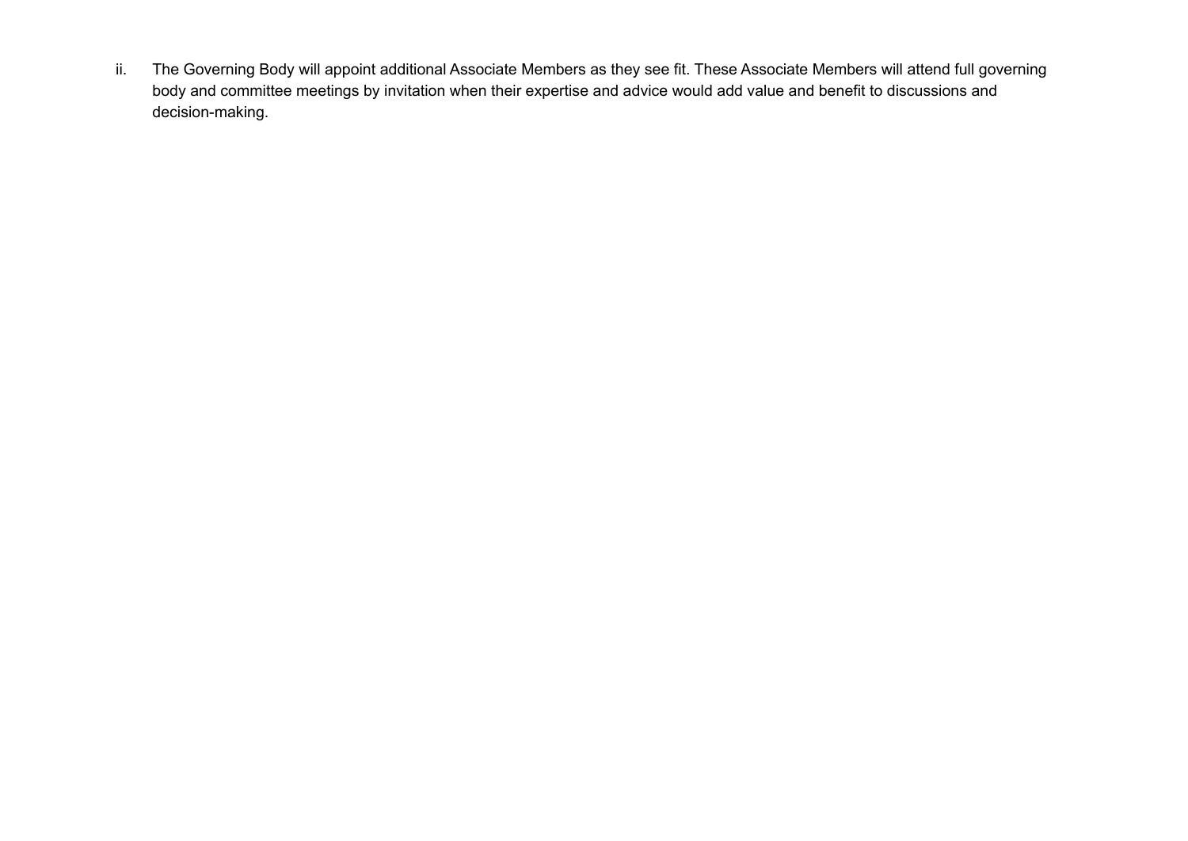ii. The Governing Body will appoint additional Associate Members as they see fit. These Associate Members will attend full governing body and committee meetings by invitation when their expertise and advice would add value and benefit to discussions and decision-making.